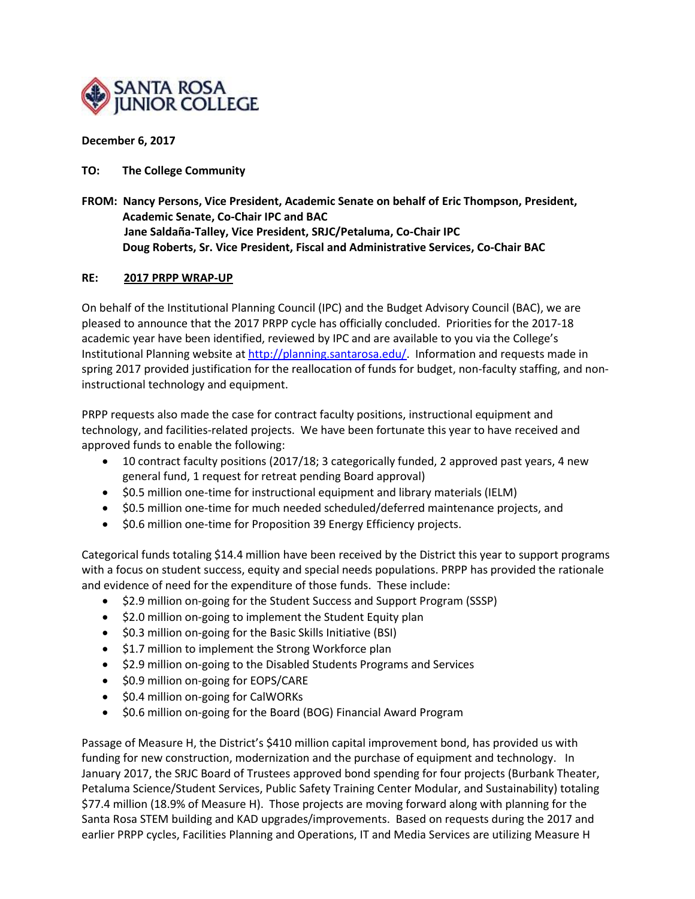**SANTA ROSA JUNIOR COLLEGE**

**December 6, 2017**

**TO: The College Community**

**FROM: Nancy Persons, Vice President, Academic Senate on behalf of Eric Thompson, President, Academic Senate, Co-Chair IPC and BAC**
**Jane Saldaña-Talley, Vice President, SRJC/Petaluma, Co-Chair IPC**
**Doug Roberts, Sr. Vice President, Fiscal and Administrative Services, Co-Chair BAC**

**RE: 2017 PRPP WRAP-UP**

On behalf of the Institutional Planning Council (IPC) and the Budget Advisory Council (BAC), we are pleased to announce that the 2017 PRPP cycle has officially concluded. Priorities for the 2017-18 academic year have been identified, reviewed by IPC and are available to you via the College's Institutional Planning website at http://planning.santarosa.edu/. Information and requests made in spring 2017 provided justification for the reallocation of funds for budget, non-faculty staffing, and non-instructional technology and equipment.

PRPP requests also made the case for contract faculty positions, instructional equipment and technology, and facilities-related projects. We have been fortunate this year to have received and approved funds to enable the following:

- 10 contract faculty positions (2017/18; 3 categorically funded, 2 approved past years, 4 new general fund, 1 request for retreat pending Board approval)
- $0.5 million one-time for instructional equipment and library materials (IELM)
- $0.5 million one-time for much needed scheduled/deferred maintenance projects, and
- $0.6 million one-time for Proposition 39 Energy Efficiency projects.

Categorical funds totaling $14.4 million have been received by the District this year to support programs with a focus on student success, equity and special needs populations. PRPP has provided the rationale and evidence of need for the expenditure of those funds. These include:

- $2.9 million on-going for the Student Success and Support Program (SSSP)
- $2.0 million on-going to implement the Student Equity plan
- $0.3 million on-going for the Basic Skills Initiative (BSI)
- $1.7 million to implement the Strong Workforce plan
- $2.9 million on-going to the Disabled Students Programs and Services
- $0.9 million on-going for EOPS/CARE
- $0.4 million on-going for CalWORKs
- $0.6 million on-going for the Board (BOG) Financial Award Program

Passage of Measure H, the District's $410 million capital improvement bond, has provided us with funding for new construction, modernization and the purchase of equipment and technology. In January 2017, the SRJC Board of Trustees approved bond spending for four projects (Burbank Theater, Petaluma Science/Student Services, Public Safety Training Center Modular, and Sustainability) totaling $77.4 million (18.9% of Measure H). Those projects are moving forward along with planning for the Santa Rosa STEM building and KAD upgrades/improvements. Based on requests during the 2017 and earlier PRPP cycles, Facilities Planning and Operations, IT and Media Services are utilizing Measure H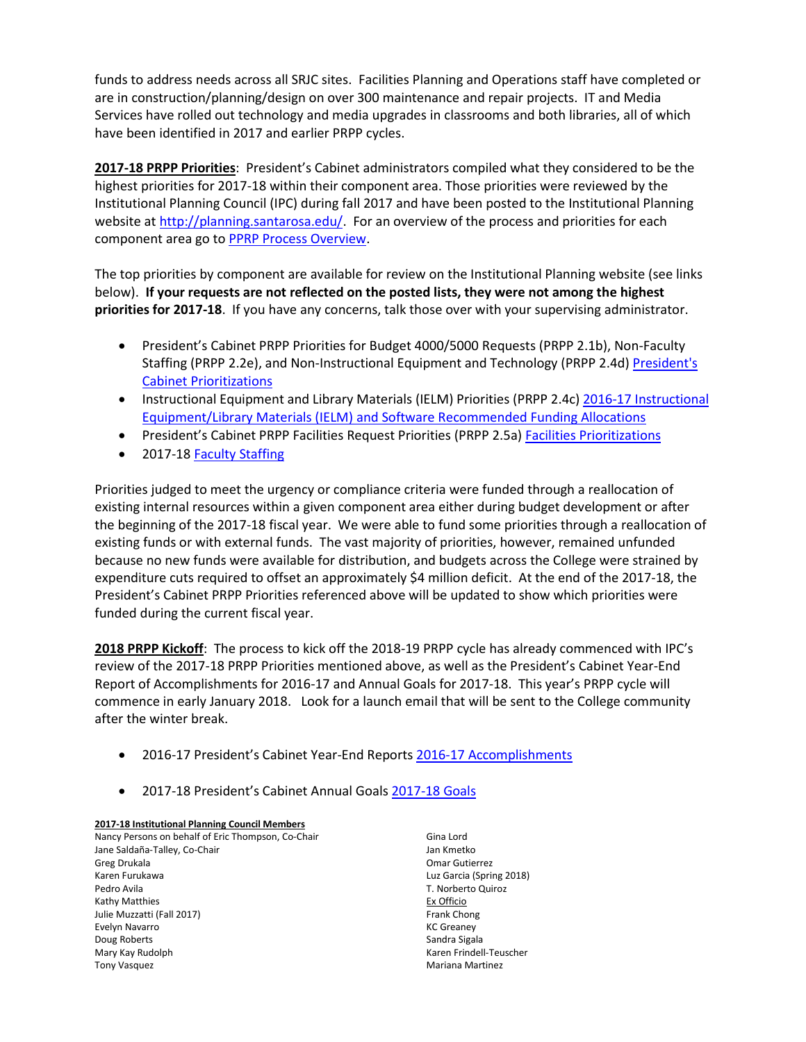funds to address needs across all SRJC sites. Facilities Planning and Operations staff have completed or are in construction/planning/design on over 300 maintenance and repair projects. IT and Media Services have rolled out technology and media upgrades in classrooms and both libraries, all of which have been identified in 2017 and earlier PRPP cycles.

**2017-18 PRPP Priorities**: President's Cabinet administrators compiled what they considered to be the highest priorities for 2017-18 within their component area. Those priorities were reviewed by the Institutional Planning Council (IPC) during fall 2017 and have been posted to the Institutional Planning website at http://planning.santarosa.edu/. For an overview of the process and priorities for each component area go to PPRP Process Overview.

The top priorities by component are available for review on the Institutional Planning website (see links below). **If your requests are not reflected on the posted lists, they were not among the highest priorities for 2017-18**. If you have any concerns, talk those over with your supervising administrator.

- President's Cabinet PRPP Priorities for Budget 4000/5000 Requests (PRPP 2.1b), Non-Faculty Staffing (PRPP 2.2e), and Non-Instructional Equipment and Technology (PRPP 2.4d) President's Cabinet Prioritizations
- Instructional Equipment and Library Materials (IELM) Priorities (PRPP 2.4c) 2016-17 Instructional Equipment/Library Materials (IELM) and Software Recommended Funding Allocations
- President's Cabinet PRPP Facilities Request Priorities (PRPP 2.5a) Facilities Prioritizations
- 2017-18 Faculty Staffing

Priorities judged to meet the urgency or compliance criteria were funded through a reallocation of existing internal resources within a given component area either during budget development or after the beginning of the 2017-18 fiscal year. We were able to fund some priorities through a reallocation of existing funds or with external funds. The vast majority of priorities, however, remained unfunded because no new funds were available for distribution, and budgets across the College were strained by expenditure cuts required to offset an approximately $4 million deficit. At the end of the 2017-18, the President's Cabinet PRPP Priorities referenced above will be updated to show which priorities were funded during the current fiscal year.

**2018 PRPP Kickoff**: The process to kick off the 2018-19 PRPP cycle has already commenced with IPC's review of the 2017-18 PRPP Priorities mentioned above, as well as the President's Cabinet Year-End Report of Accomplishments for 2016-17 and Annual Goals for 2017-18. This year's PRPP cycle will commence in early January 2018. Look for a launch email that will be sent to the College community after the winter break.

- 2016-17 President's Cabinet Year-End Reports 2016-17 Accomplishments
- 2017-18 President's Cabinet Annual Goals 2017-18 Goals

**2017-18 Institutional Planning Council Members**

Nancy Persons on behalf of Eric Thompson, Co-Chair
Jane Saldaña-Talley, Co-Chair
Greg Drukala
Karen Furukawa
Pedro Avila
Kathy Matthies
Julie Muzzatti (Fall 2017)
Evelyn Navarro
Doug Roberts
Mary Kay Rudolph
Tony Vasquez
Gina Lord
Jan Kmetko
Omar Gutierrez
Luz Garcia (Spring 2018)
T. Norberto Quiroz

Ex Officio

Frank Chong
KC Greaney
Sandra Sigala
Karen Frindell-Teuscher
Mariana Martinez